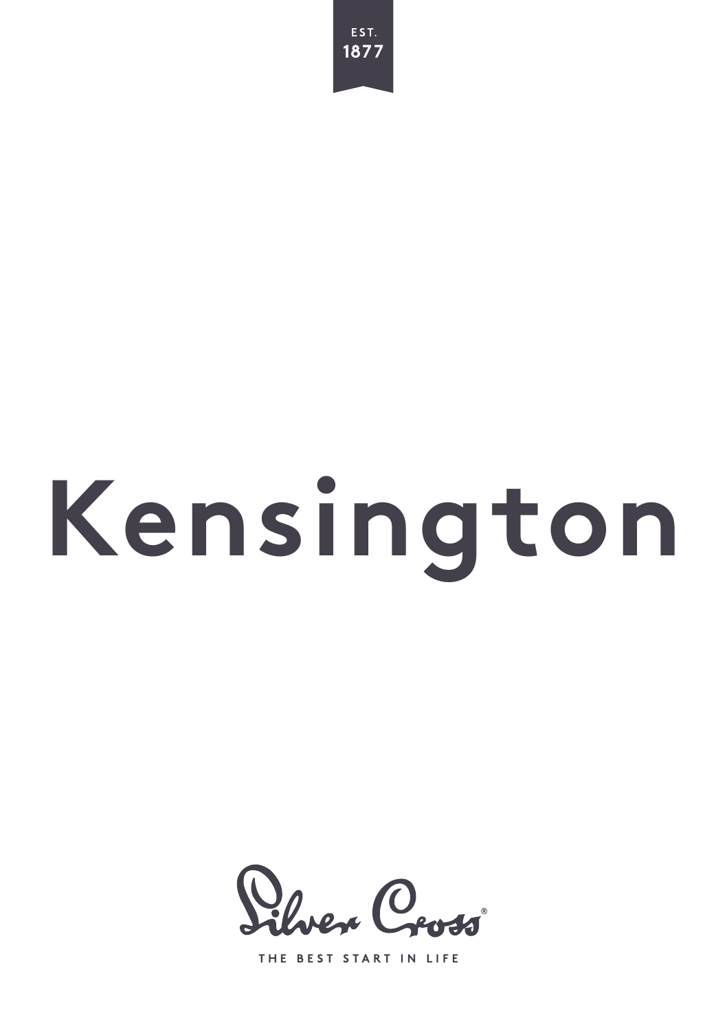EST.
1877

# Kensington

Silver Cross®

THE BEST START IN LIFE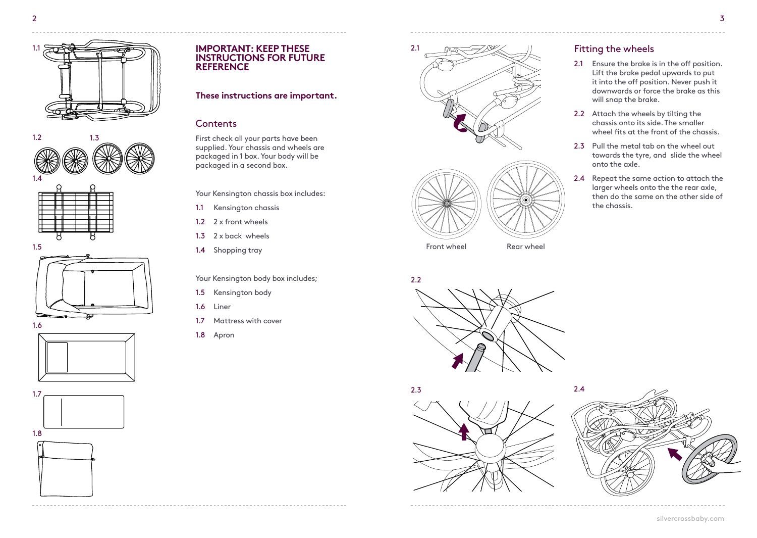## IMPORTANT: KEEP THESE INSTRUCTIONS FOR FUTURE REFERENCE

**These instructions are important.**

### Contents

First check all your parts have been supplied. Your chassis and wheels are packaged in 1 box. Your body will be packaged in a second box.

Your Kensington chassis box includes:

1.1 Kensington chassis
1.2 2 x front wheels
1.3 2 x back wheels
1.4 Shopping tray

Your Kensington body box includes;

1.5 Kensington body
1.6 Liner
1.7 Mattress with cover
1.8 Apron

Front wheel

Rear wheel

### Fitting the wheels

2.1 Ensure the brake is in the off position. Lift the brake pedal upwards to put it into the off position. Never push it downwards or force the brake as this will snap the brake.

2.2 Attach the wheels by tilting the chassis onto its side. The smaller wheel fits at the front of the chassis.

2.3 Pull the metal tab on the wheel out towards the tyre, and slide the wheel onto the axle.

2.4 Repeat the same action to attach the larger wheels onto the the rear axle, then do the same on the other side of the chassis.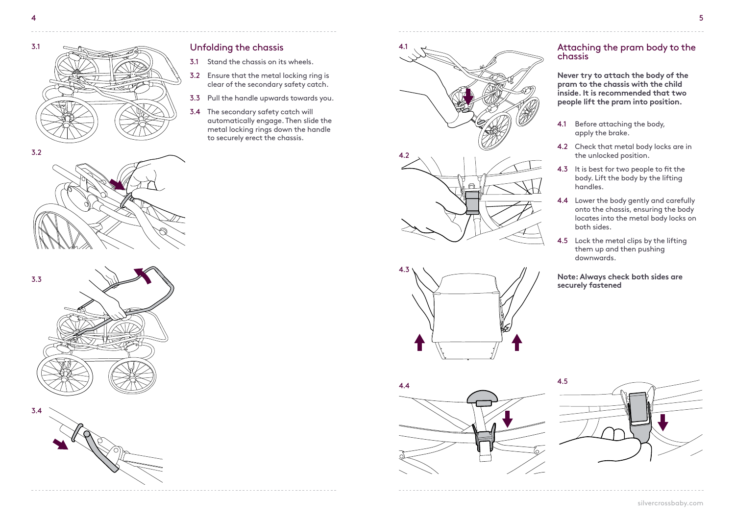## Unfolding the chassis

- **3.1** Stand the chassis on its wheels.
- **3.2** Ensure that the metal locking ring is clear of the secondary safety catch.
- **3.3** Pull the handle upwards towards you.
- **3.4** The secondary safety catch will automatically engage. Then slide the metal locking rings down the handle to securely erect the chassis.

## Attaching the pram body to the chassis

**Never try to attach the body of the pram to the chassis with the child inside. It is recommended that two people lift the pram into position.**

- **4.1** Before attaching the body, apply the brake.
- **4.2** Check that metal body locks are in the unlocked position.
- **4.3** It is best for two people to fit the body. Lift the body by the lifting handles.
- **4.4** Lower the body gently and carefully onto the chassis, ensuring the body locates into the metal body locks on both sides.
- **4.5** Lock the metal clips by the lifting them up and then pushing downwards.

**Note: Always check both sides are securely fastened**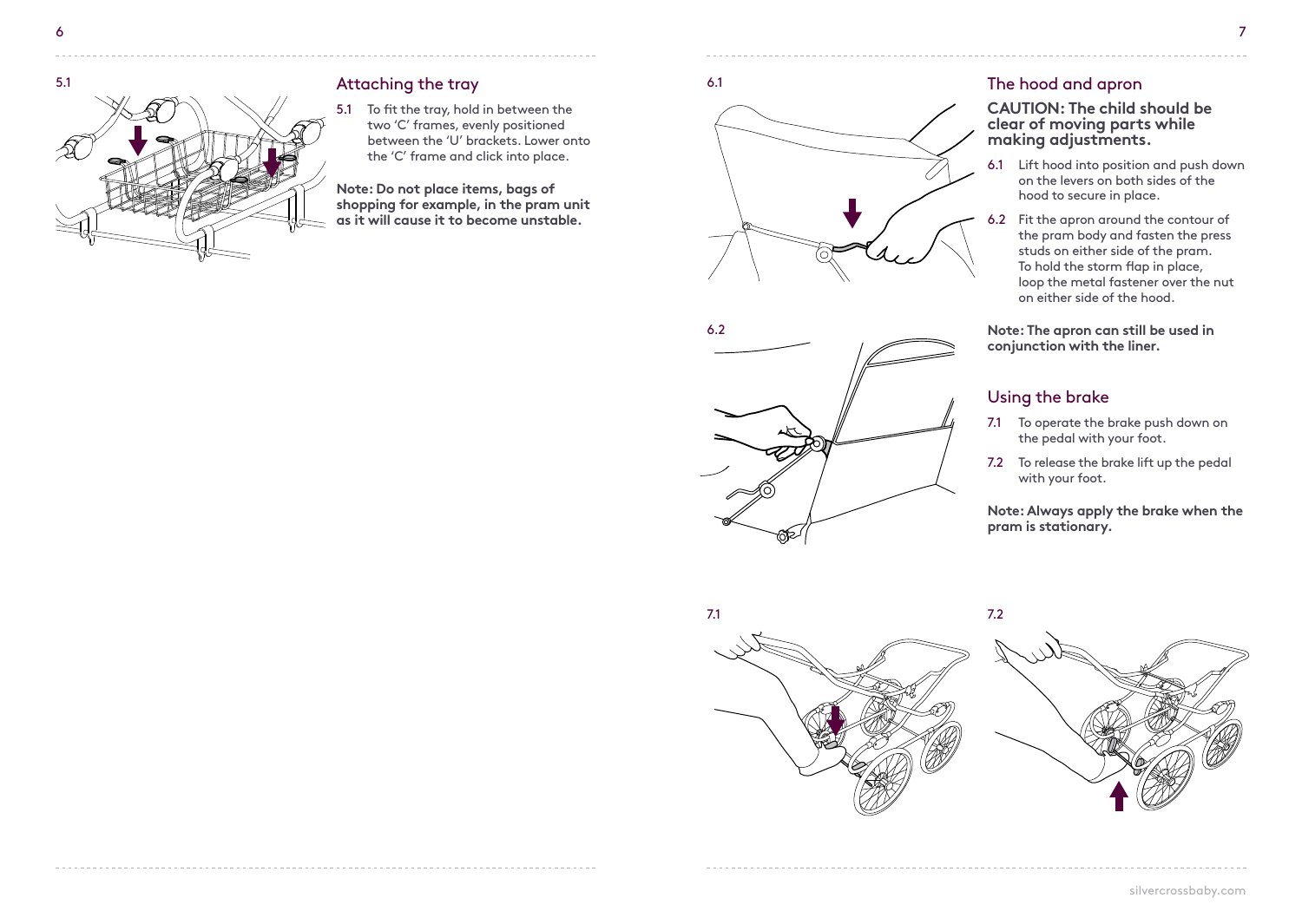## Attaching the tray

5.1 To fit the tray, hold in between the two 'C' frames, evenly positioned between the 'U' brackets. Lower onto the 'C' frame and click into place.

**Note: Do not place items, bags of shopping for example, in the pram unit as it will cause it to become unstable.**

## The hood and apron

### CAUTION: The child should be clear of moving parts while making adjustments.

6.1 Lift hood into position and push down on the levers on both sides of the hood to secure in place.

6.2 Fit the apron around the contour of the pram body and fasten the press studs on either side of the pram. To hold the storm flap in place, loop the metal fastener over the nut on either side of the hood.

**Note: The apron can still be used in conjunction with the liner.**

## Using the brake

7.1 To operate the brake push down on the pedal with your foot.

7.2 To release the brake lift up the pedal with your foot.

**Note: Always apply the brake when the pram is stationary.**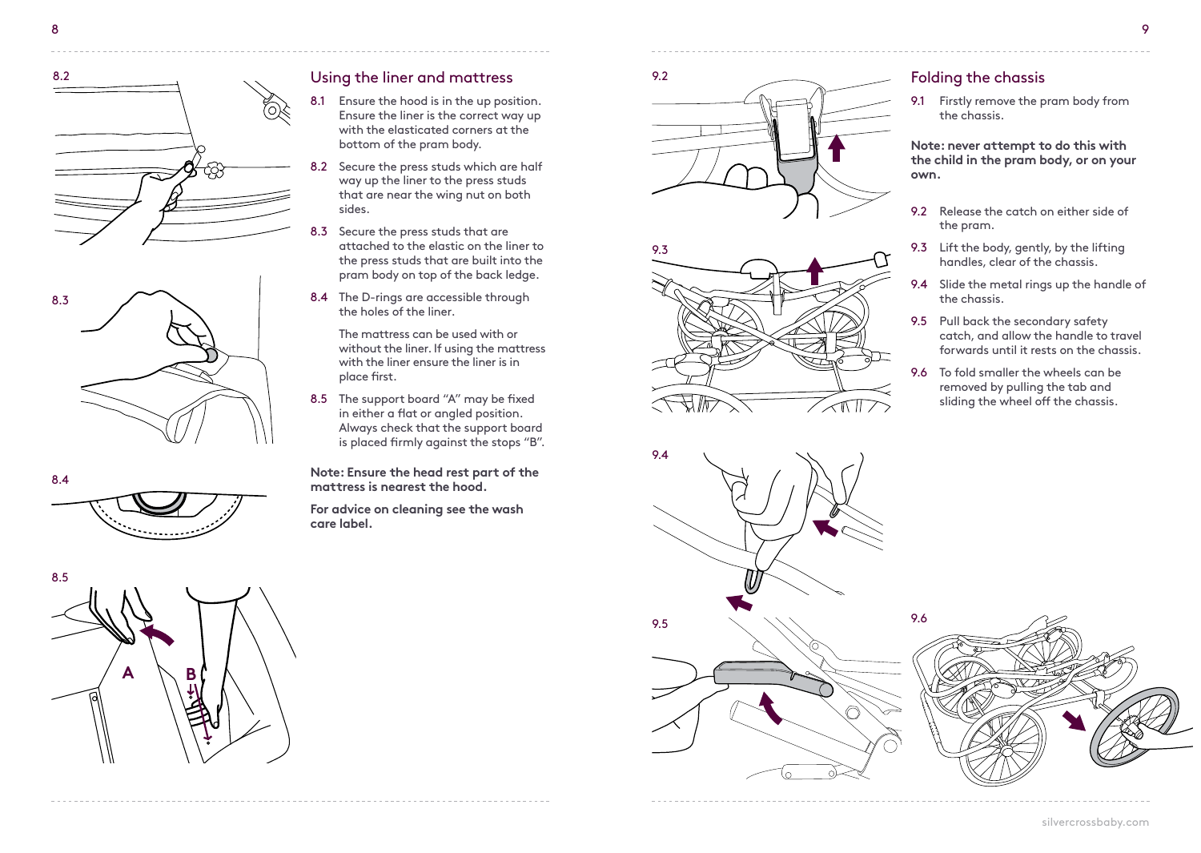## Using the liner and mattress

8.1 Ensure the hood is in the up position. Ensure the liner is the correct way up with the elasticated corners at the bottom of the pram body.

8.2 Secure the press studs which are half way up the liner to the press studs that are near the wing nut on both sides.

8.3 Secure the press studs that are attached to the elastic on the liner to the press studs that are built into the pram body on top of the back ledge.

8.4 The D-rings are accessible through the holes of the liner.

The mattress can be used with or without the liner. If using the mattress with the liner ensure the liner is in place first.

8.5 The support board "A" may be fixed in either a flat or angled position. Always check that the support board is placed firmly against the stops "B".

**Note: Ensure the head rest part of the mattress is nearest the hood.**

**For advice on cleaning see the wash care label.**

## Folding the chassis

9.1 Firstly remove the pram body from the chassis.

**Note: never attempt to do this with the child in the pram body, or on your own.**

9.2 Release the catch on either side of the pram.

9.3 Lift the body, gently, by the lifting handles, clear of the chassis.

9.4 Slide the metal rings up the handle of the chassis.

9.5 Pull back the secondary safety catch, and allow the handle to travel forwards until it rests on the chassis.

9.6 To fold smaller the wheels can be removed by pulling the tab and sliding the wheel off the chassis.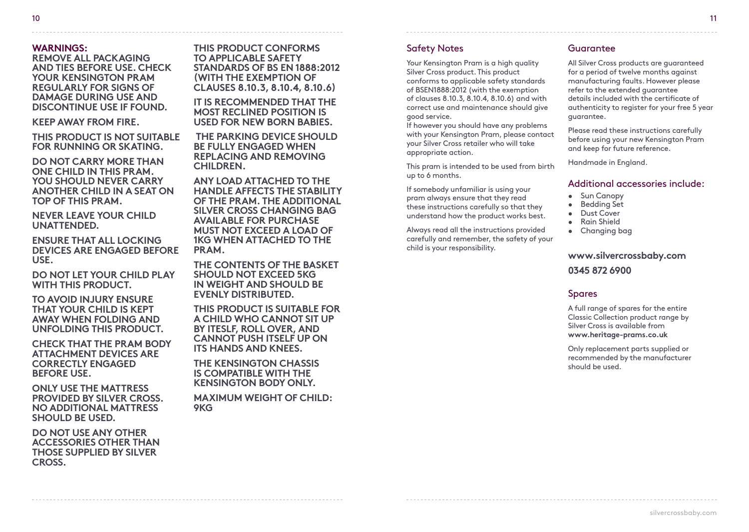## WARNINGS:

**REMOVE ALL PACKAGING AND TIES BEFORE USE. CHECK YOUR KENSINGTON PRAM REGULARLY FOR SIGNS OF DAMAGE DURING USE AND DISCONTINUE USE IF FOUND.**

**KEEP AWAY FROM FIRE.**

**THIS PRODUCT IS NOT SUITABLE FOR RUNNING OR SKATING.**

**DO NOT CARRY MORE THAN ONE CHILD IN THIS PRAM. YOU SHOULD NEVER CARRY ANOTHER CHILD IN A SEAT ON TOP OF THIS PRAM.**

**NEVER LEAVE YOUR CHILD UNATTENDED.**

**ENSURE THAT ALL LOCKING DEVICES ARE ENGAGED BEFORE USE.**

**DO NOT LET YOUR CHILD PLAY WITH THIS PRODUCT.**

**TO AVOID INJURY ENSURE THAT YOUR CHILD IS KEPT AWAY WHEN FOLDING AND UNFOLDING THIS PRODUCT.**

**CHECK THAT THE PRAM BODY ATTACHMENT DEVICES ARE CORRECTLY ENGAGED BEFORE USE.**

**ONLY USE THE MATTRESS PROVIDED BY SILVER CROSS. NO ADDITIONAL MATTRESS SHOULD BE USED.**

**DO NOT USE ANY OTHER ACCESSORIES OTHER THAN THOSE SUPPLIED BY SILVER CROSS.**

**THIS PRODUCT CONFORMS TO APPLICABLE SAFETY STANDARDS OF BS EN 1888:2012 (WITH THE EXEMPTION OF CLAUSES 8.10.3, 8.10.4, 8.10.6)**

**IT IS RECOMMENDED THAT THE MOST RECLINED POSITION IS USED FOR NEW BORN BABIES.**

**THE PARKING DEVICE SHOULD BE FULLY ENGAGED WHEN REPLACING AND REMOVING CHILDREN.**

**ANY LOAD ATTACHED TO THE HANDLE AFFECTS THE STABILITY OF THE PRAM. THE ADDITIONAL SILVER CROSS CHANGING BAG AVAILABLE FOR PURCHASE MUST NOT EXCEED A LOAD OF 1KG WHEN ATTACHED TO THE PRAM.**

**THE CONTENTS OF THE BASKET SHOULD NOT EXCEED 5KG IN WEIGHT AND SHOULD BE EVENLY DISTRIBUTED.**

**THIS PRODUCT IS SUITABLE FOR A CHILD WHO CANNOT SIT UP BY ITESLF, ROLL OVER, AND CANNOT PUSH ITSELF UP ON ITS HANDS AND KNEES.**

**THE KENSINGTON CHASSIS IS COMPATIBLE WITH THE KENSINGTON BODY ONLY.**

**MAXIMUM WEIGHT OF CHILD: 9KG**

## Safety Notes

Your Kensington Pram is a high quality Silver Cross product. This product conforms to applicable safety standards of BSEN1888:2012 (with the exemption of clauses 8.10.3, 8.10.4, 8.10.6) and with correct use and maintenance should give good service.
If however you should have any problems with your Kensington Pram, please contact your Silver Cross retailer who will take appropriate action.

This pram is intended to be used from birth up to 6 months.

If somebody unfamiliar is using your pram always ensure that they read these instructions carefully so that they understand how the product works best.

Always read all the instructions provided carefully and remember, the safety of your child is your responsibility.

## Guarantee

All Silver Cross products are guaranteed for a period of twelve months against manufacturing faults. However please refer to the extended guarantee details included with the certificate of authenticity to register for your free 5 year guarantee.

Please read these instructions carefully before using your new Kensington Pram and keep for future reference.

Handmade in England.

## Additional accessories include:

- Sun Canopy
- Bedding Set
- Dust Cover
- Rain Shield
- Changing bag

**www.silvercrossbaby.com**

**0345 872 6900**

## Spares

A full range of spares for the entire Classic Collection product range by Silver Cross is available from **www.heritage-prams.co.uk**

Only replacement parts supplied or recommended by the manufacturer should be used.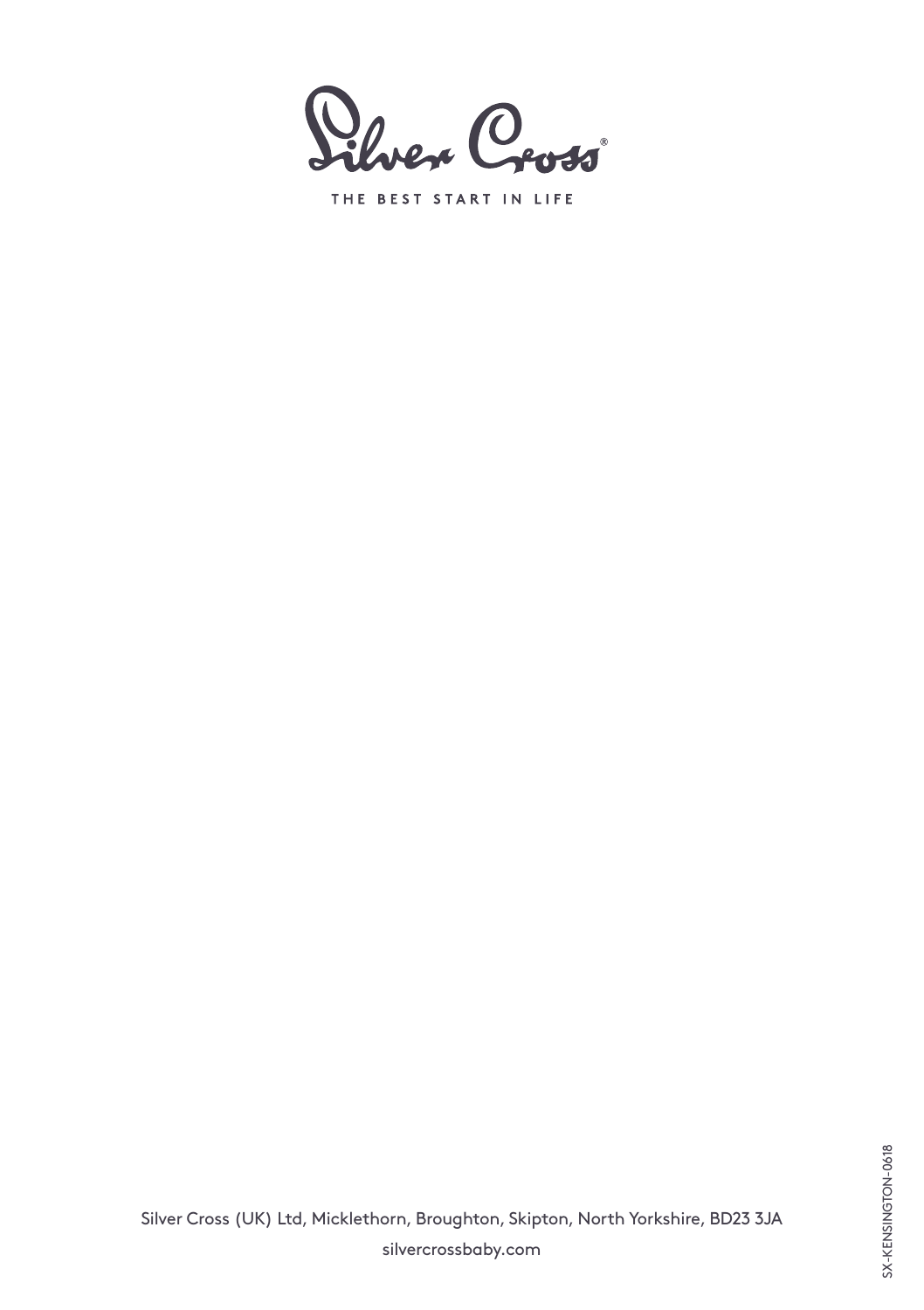Silver Cross

THE BEST START IN LIFE

Silver Cross (UK) Ltd, Micklethorn, Broughton, Skipton, North Yorkshire, BD23 3JA

silvercrossbaby.com

SX-KENSINGTON-0618